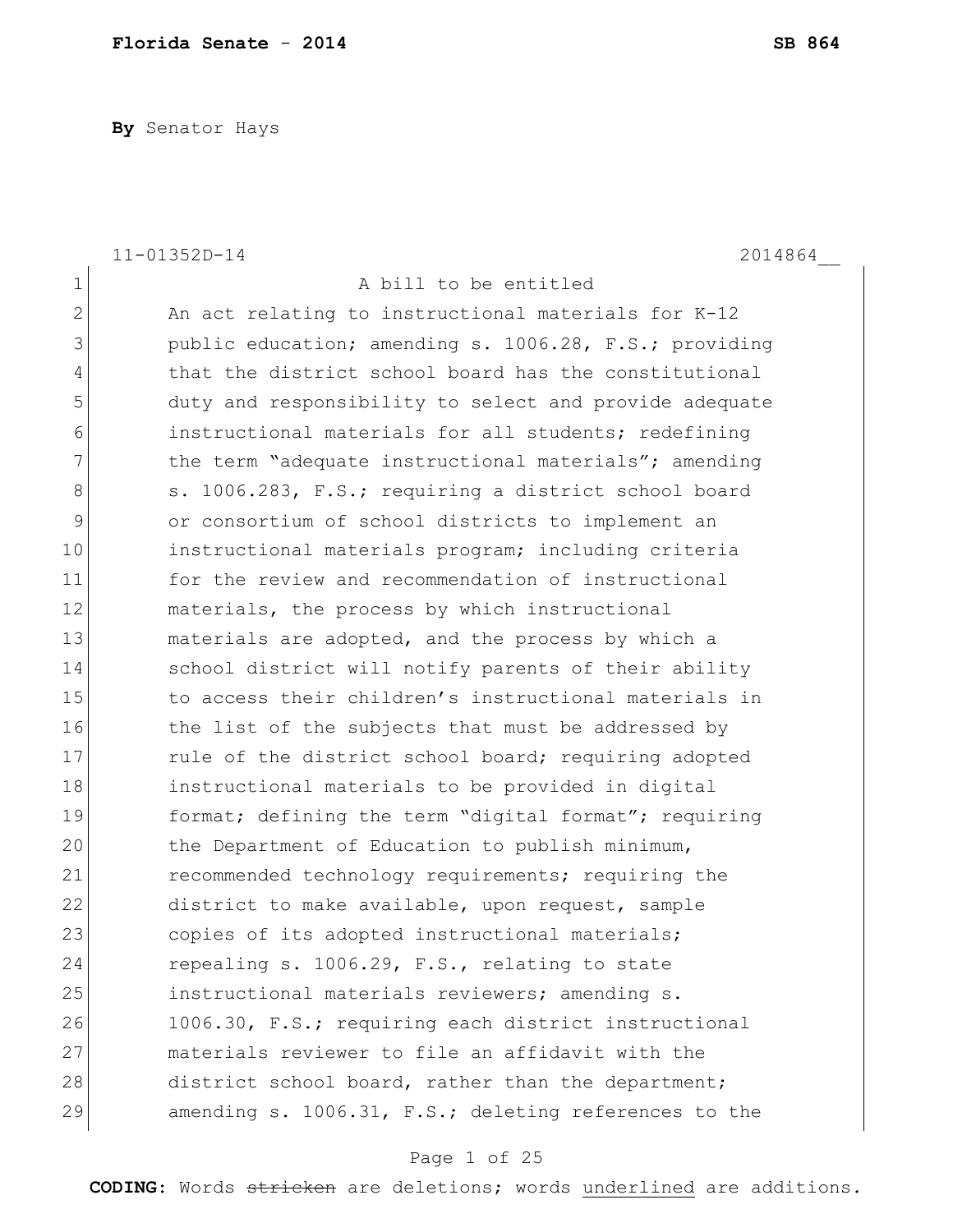**By** Senator Hays

11-01352D-14 2014864__

A bill to be entitled

An act relating to instructional materials for K-12 public education; amending s. 1006.28, F.S.; providing that the district school board has the constitutional duty and responsibility to select and provide adequate instructional materials for all students; redefining the term "adequate instructional materials"; amending s. 1006.283, F.S.; requiring a district school board or consortium of school districts to implement an instructional materials program; including criteria for the review and recommendation of instructional materials, the process by which instructional materials are adopted, and the process by which a school district will notify parents of their ability to access their children's instructional materials in the list of the subjects that must be addressed by rule of the district school board; requiring adopted instructional materials to be provided in digital format; defining the term "digital format"; requiring the Department of Education to publish minimum, recommended technology requirements; requiring the district to make available, upon request, sample copies of its adopted instructional materials; repealing s. 1006.29, F.S., relating to state instructional materials reviewers; amending s. 1006.30, F.S.; requiring each district instructional materials reviewer to file an affidavit with the district school board, rather than the department; amending s. 1006.31, F.S.; deleting references to the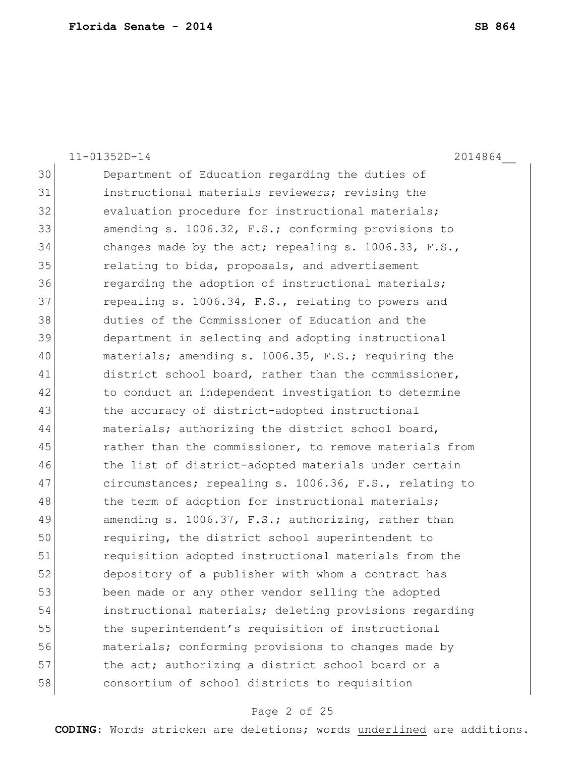Department of Education regarding the duties of instructional materials reviewers; revising the evaluation procedure for instructional materials; amending s. 1006.32, F.S.; conforming provisions to changes made by the act; repealing s. 1006.33, F.S., relating to bids, proposals, and advertisement regarding the adoption of instructional materials; repealing s. 1006.34, F.S., relating to powers and duties of the Commissioner of Education and the department in selecting and adopting instructional materials; amending s. 1006.35, F.S.; requiring the district school board, rather than the commissioner, to conduct an independent investigation to determine the accuracy of district-adopted instructional materials; authorizing the district school board, rather than the commissioner, to remove materials from the list of district-adopted materials under certain circumstances; repealing s. 1006.36, F.S., relating to the term of adoption for instructional materials; amending s. 1006.37, F.S.; authorizing, rather than requiring, the district school superintendent to requisition adopted instructional materials from the depository of a publisher with whom a contract has been made or any other vendor selling the adopted instructional materials; deleting provisions regarding the superintendent's requisition of instructional materials; conforming provisions to changes made by the act; authorizing a district school board or a consortium of school districts to requisition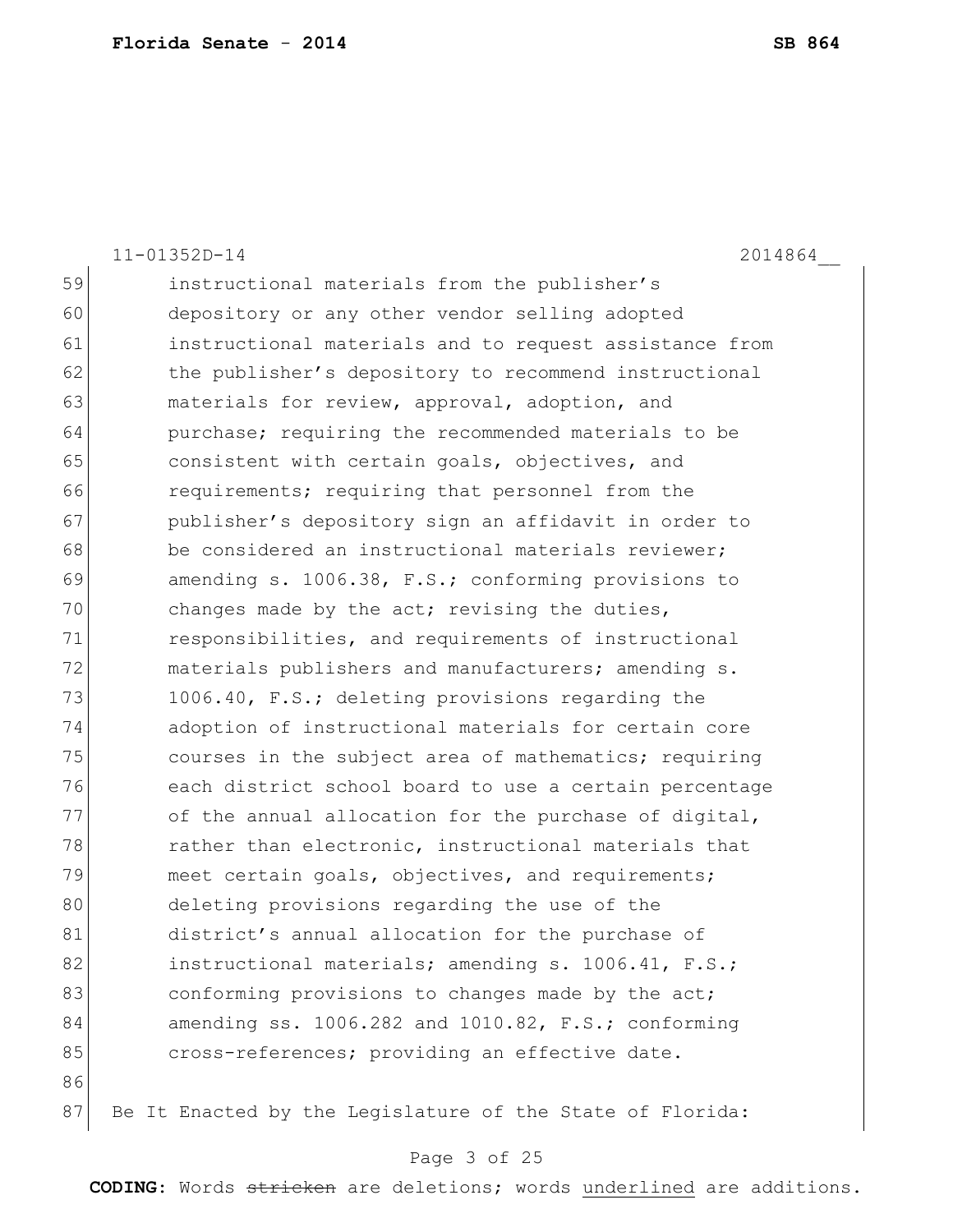instructional materials from the publisher's depository or any other vendor selling adopted instructional materials and to request assistance from the publisher's depository to recommend instructional materials for review, approval, adoption, and purchase; requiring the recommended materials to be consistent with certain goals, objectives, and requirements; requiring that personnel from the publisher's depository sign an affidavit in order to be considered an instructional materials reviewer; amending s. 1006.38, F.S.; conforming provisions to changes made by the act; revising the duties, responsibilities, and requirements of instructional materials publishers and manufacturers; amending s. 1006.40, F.S.; deleting provisions regarding the adoption of instructional materials for certain core courses in the subject area of mathematics; requiring each district school board to use a certain percentage of the annual allocation for the purchase of digital, rather than electronic, instructional materials that meet certain goals, objectives, and requirements; deleting provisions regarding the use of the district's annual allocation for the purchase of instructional materials; amending s. 1006.41, F.S.; conforming provisions to changes made by the act; amending ss. 1006.282 and 1010.82, F.S.; conforming cross-references; providing an effective date.

Be It Enacted by the Legislature of the State of Florida: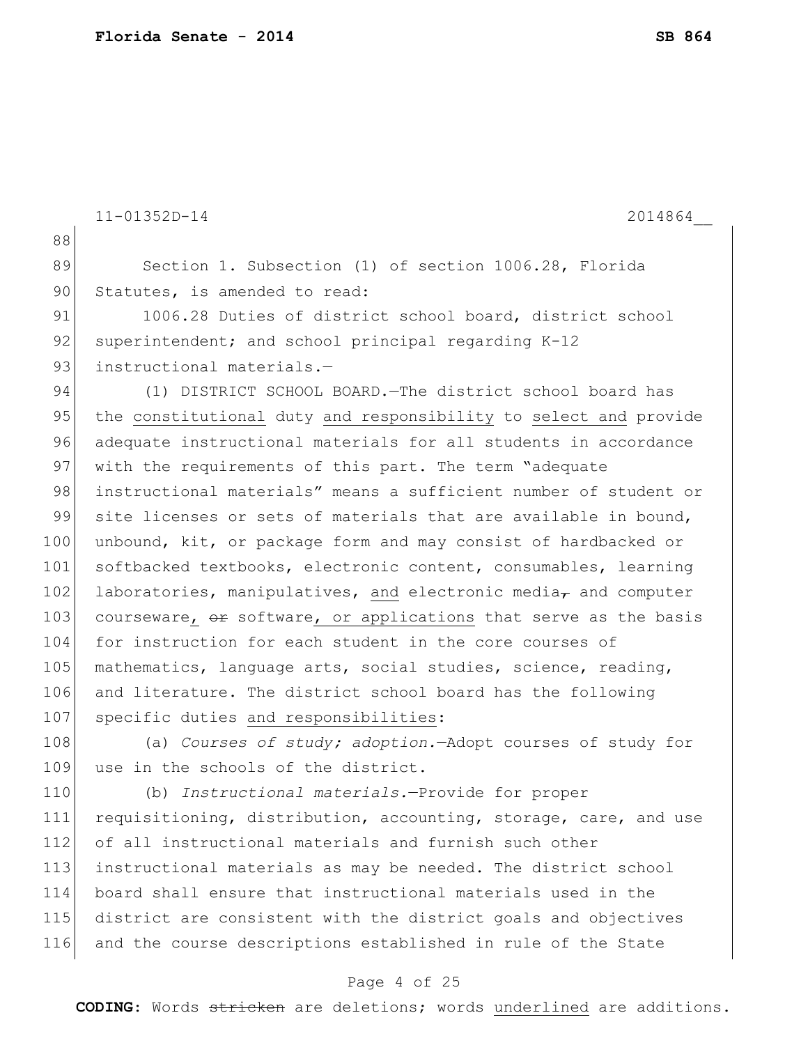11-01352D-14 2014864__

Section 1. Subsection (1) of section 1006.28, Florida Statutes, is amended to read:

1006.28 Duties of district school board, district school superintendent; and school principal regarding K-12 instructional materials.—

(1) DISTRICT SCHOOL BOARD.—The district school board has the constitutional duty and responsibility to select and provide adequate instructional materials for all students in accordance with the requirements of this part. The term "adequate instructional materials" means a sufficient number of student or site licenses or sets of materials that are available in bound, unbound, kit, or package form and may consist of hardbacked or softbacked textbooks, electronic content, consumables, learning laboratories, manipulatives, and electronic media, and computer courseware, or software, or applications that serve as the basis for instruction for each student in the core courses of mathematics, language arts, social studies, science, reading, and literature. The district school board has the following specific duties and responsibilities:

(a) *Courses of study; adoption.*—Adopt courses of study for use in the schools of the district.

(b) *Instructional materials.*—Provide for proper requisitioning, distribution, accounting, storage, care, and use of all instructional materials and furnish such other instructional materials as may be needed. The district school board shall ensure that instructional materials used in the district are consistent with the district goals and objectives and the course descriptions established in rule of the State

**CODING:** Words stricken are deletions; words underlined are additions.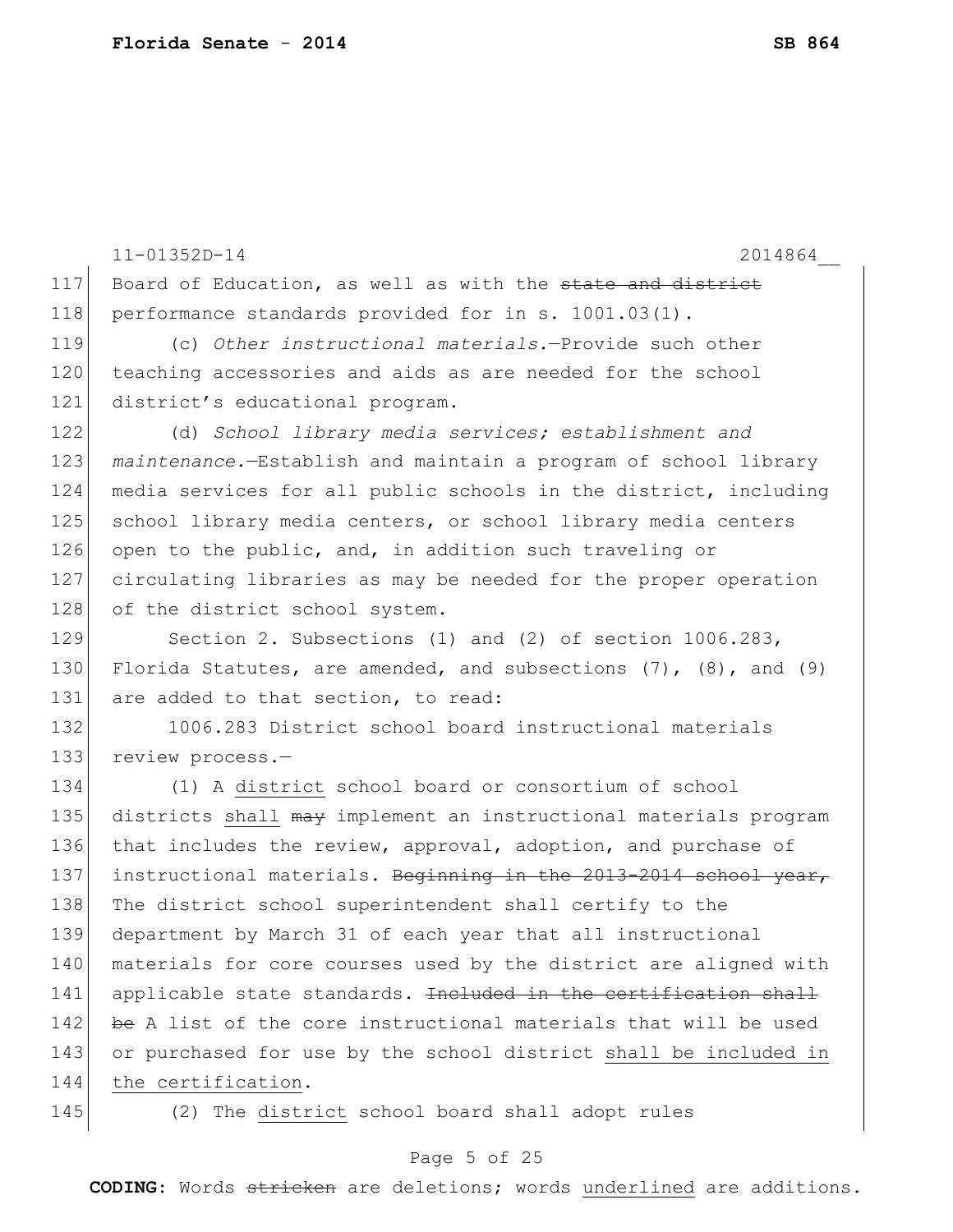Board of Education, as well as with the ~~state and district~~ performance standards provided for in s. 1001.03(1).

(c) *Other instructional materials.*—Provide such other teaching accessories and aids as are needed for the school district's educational program.

(d) *School library media services; establishment and maintenance.*—Establish and maintain a program of school library media services for all public schools in the district, including school library media centers, or school library media centers open to the public, and, in addition such traveling or circulating libraries as may be needed for the proper operation of the district school system.

Section 2. Subsections (1) and (2) of section 1006.283, Florida Statutes, are amended, and subsections (7), (8), and (9) are added to that section, to read:

1006.283 District school board instructional materials review process.—

(1) A <u>district</u> school board or consortium of school districts <u>shall</u> ~~may~~ implement an instructional materials program that includes the review, approval, adoption, and purchase of instructional materials. ~~Beginning in the 2013-2014 school year,~~ The district school superintendent shall certify to the department by March 31 of each year that all instructional materials for core courses used by the district are aligned with applicable state standards. ~~Included in the certification shall be~~ A list of the core instructional materials that will be used or purchased for use by the school district <u>shall be included in the certification</u>.

(2) The <u>district</u> school board shall adopt rules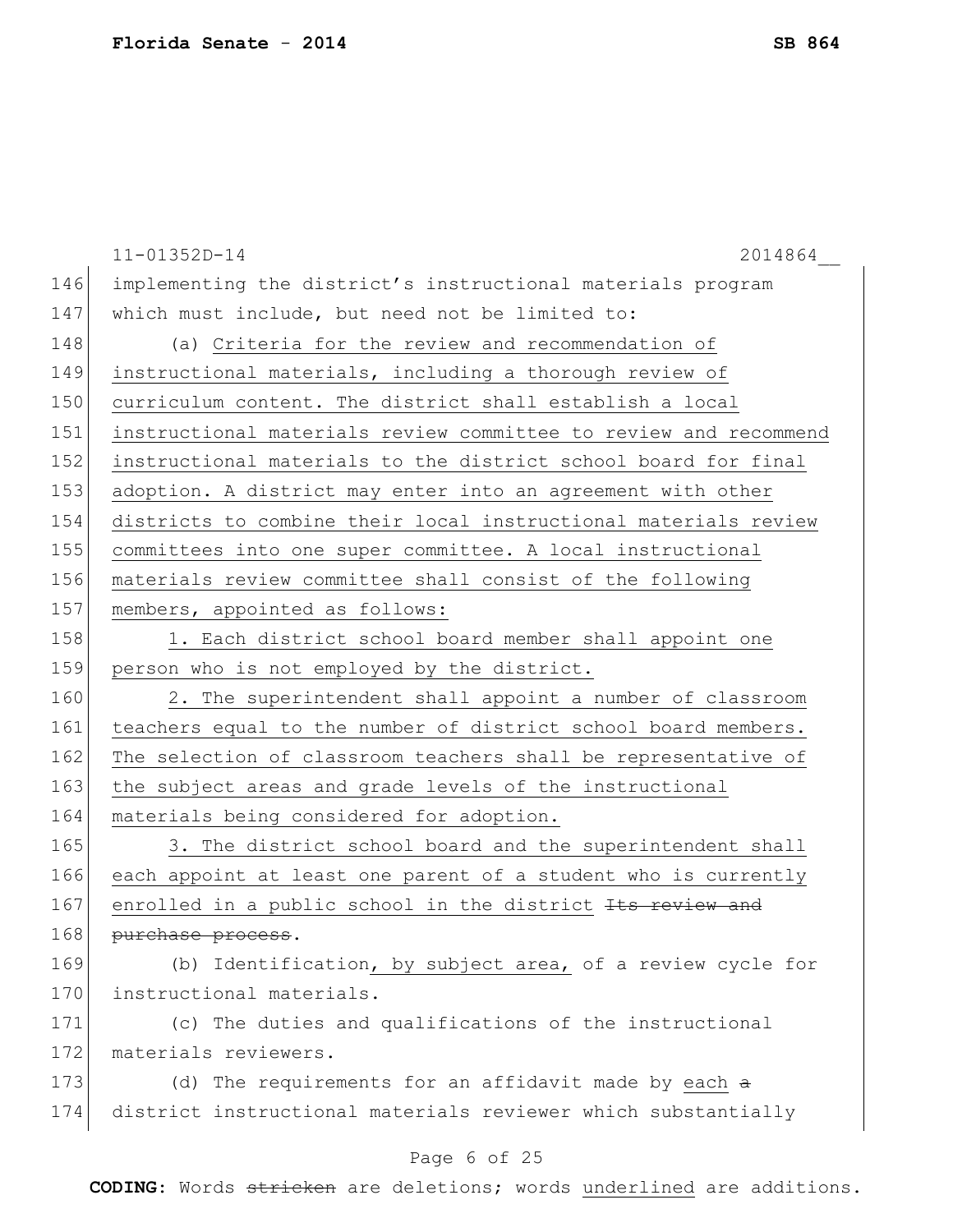implementing the district's instructional materials program which must include, but need not be limited to:

(a) <u>Criteria for the review and recommendation of instructional materials, including a thorough review of curriculum content. The district shall establish a local instructional materials review committee to review and recommend instructional materials to the district school board for final adoption. A district may enter into an agreement with other districts to combine their local instructional materials review committees into one super committee. A local instructional materials review committee shall consist of the following members, appointed as follows:</u>

<u>1. Each district school board member shall appoint one person who is not employed by the district.</u>

<u>2. The superintendent shall appoint a number of classroom teachers equal to the number of district school board members. The selection of classroom teachers shall be representative of the subject areas and grade levels of the instructional materials being considered for adoption.</u>

<u>3. The district school board and the superintendent shall each appoint at least one parent of a student who is currently enrolled in a public school in the district</u> ~~Its review and purchase process~~.

(b) Identification<u>, by subject area,</u> of a review cycle for instructional materials.

(c) The duties and qualifications of the instructional materials reviewers.

(d) The requirements for an affidavit made by <u>each</u> ~~a~~ district instructional materials reviewer which substantially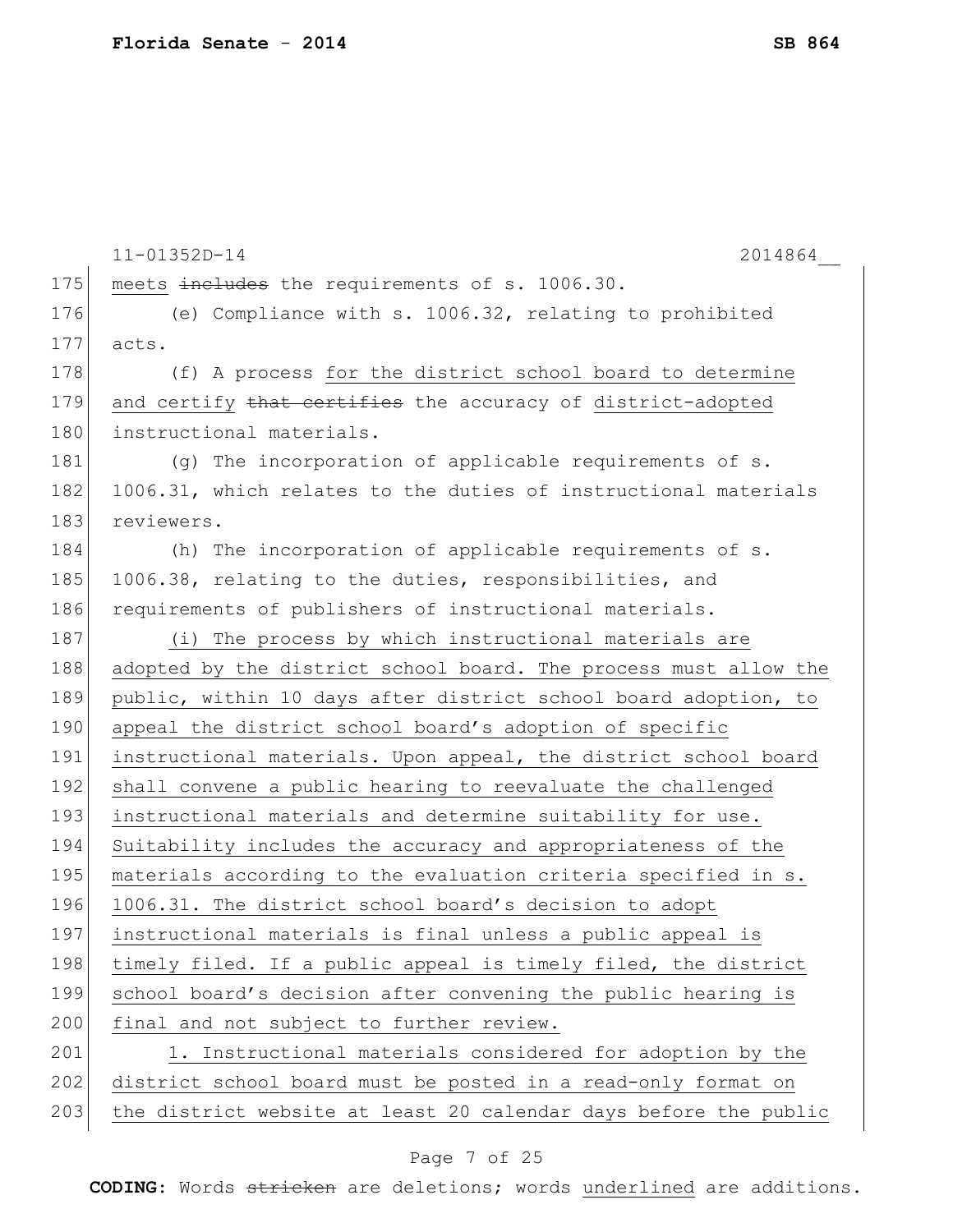meets ~~includes~~ the requirements of s. 1006.30.

(e) Compliance with s. 1006.32, relating to prohibited acts.

(f) A process <u>for the district school board to determine and certify</u> ~~that certifies~~ the accuracy of <u>district-adopted</u> instructional materials.

(g) The incorporation of applicable requirements of s. 1006.31, which relates to the duties of instructional materials reviewers.

(h) The incorporation of applicable requirements of s. 1006.38, relating to the duties, responsibilities, and requirements of publishers of instructional materials.

<u>(i) The process by which instructional materials are adopted by the district school board. The process must allow the public, within 10 days after district school board adoption, to appeal the district school board's adoption of specific instructional materials. Upon appeal, the district school board shall convene a public hearing to reevaluate the challenged instructional materials and determine suitability for use. Suitability includes the accuracy and appropriateness of the materials according to the evaluation criteria specified in s. 1006.31. The district school board's decision to adopt instructional materials is final unless a public appeal is timely filed. If a public appeal is timely filed, the district school board's decision after convening the public hearing is final and not subject to further review.</u>

<u>1. Instructional materials considered for adoption by the district school board must be posted in a read-only format on the district website at least 20 calendar days before the public</u>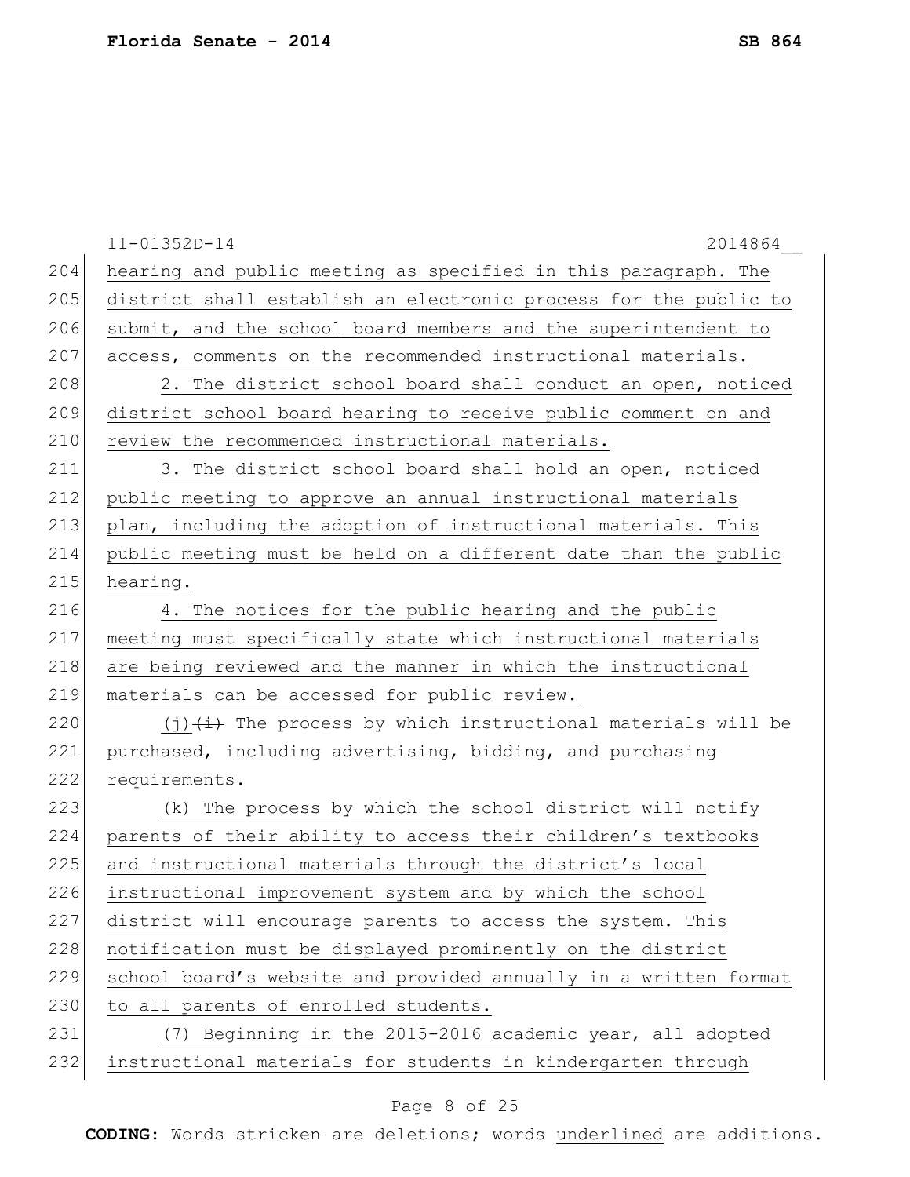hearing and public meeting as specified in this paragraph. The district shall establish an electronic process for the public to submit, and the school board members and the superintendent to access, comments on the recommended instructional materials.

2. The district school board shall conduct an open, noticed district school board hearing to receive public comment on and review the recommended instructional materials.

3. The district school board shall hold an open, noticed public meeting to approve an annual instructional materials plan, including the adoption of instructional materials. This public meeting must be held on a different date than the public hearing.

4. The notices for the public hearing and the public meeting must specifically state which instructional materials are being reviewed and the manner in which the instructional materials can be accessed for public review.

(j) ~~(i)~~ The process by which instructional materials will be purchased, including advertising, bidding, and purchasing requirements.

(k) The process by which the school district will notify parents of their ability to access their children's textbooks and instructional materials through the district's local instructional improvement system and by which the school district will encourage parents to access the system. This notification must be displayed prominently on the district school board's website and provided annually in a written format to all parents of enrolled students.

(7) Beginning in the 2015-2016 academic year, all adopted instructional materials for students in kindergarten through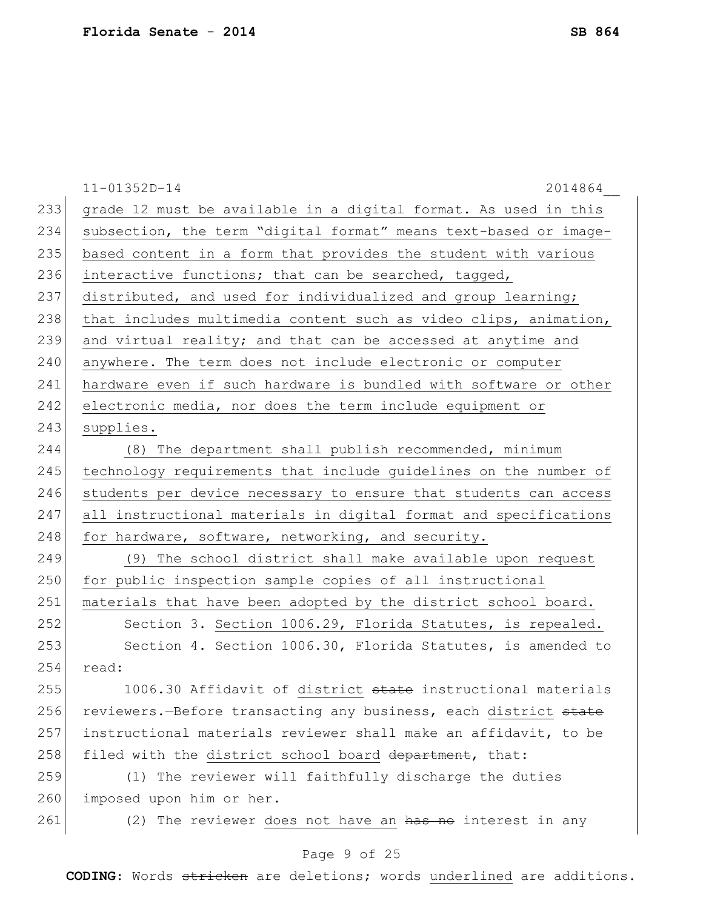grade 12 must be available in a digital format. As used in this subsection, the term "digital format" means text-based or image-based content in a form that provides the student with various interactive functions; that can be searched, tagged, distributed, and used for individualized and group learning; that includes multimedia content such as video clips, animation, and virtual reality; and that can be accessed at anytime and anywhere. The term does not include electronic or computer hardware even if such hardware is bundled with software or other electronic media, nor does the term include equipment or supplies.

(8) The department shall publish recommended, minimum technology requirements that include guidelines on the number of students per device necessary to ensure that students can access all instructional materials in digital format and specifications for hardware, software, networking, and security.

(9) The school district shall make available upon request for public inspection sample copies of all instructional materials that have been adopted by the district school board.

Section 3. Section 1006.29, Florida Statutes, is repealed.

Section 4. Section 1006.30, Florida Statutes, is amended to read:

1006.30 Affidavit of district ~~state~~ instructional materials reviewers.—Before transacting any business, each district ~~state~~ instructional materials reviewer shall make an affidavit, to be filed with the district school board ~~department~~, that:

(1) The reviewer will faithfully discharge the duties imposed upon him or her.

(2) The reviewer does not have an ~~has no~~ interest in any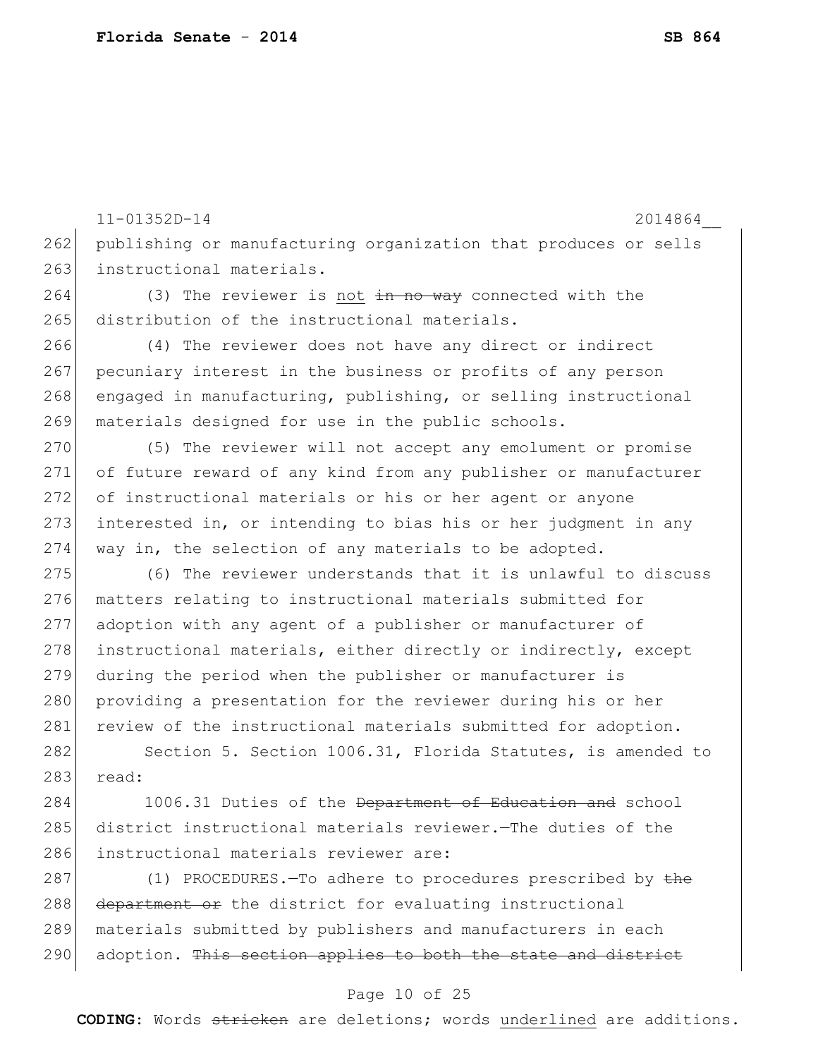11-01352D-14 2014864__

262 publishing or manufacturing organization that produces or sells
263 instructional materials.

264 (3) The reviewer is <u>not</u> ~~in no way~~ connected with the
265 distribution of the instructional materials.

266 (4) The reviewer does not have any direct or indirect
267 pecuniary interest in the business or profits of any person
268 engaged in manufacturing, publishing, or selling instructional
269 materials designed for use in the public schools.

270 (5) The reviewer will not accept any emolument or promise
271 of future reward of any kind from any publisher or manufacturer
272 of instructional materials or his or her agent or anyone
273 interested in, or intending to bias his or her judgment in any
274 way in, the selection of any materials to be adopted.

275 (6) The reviewer understands that it is unlawful to discuss
276 matters relating to instructional materials submitted for
277 adoption with any agent of a publisher or manufacturer of
278 instructional materials, either directly or indirectly, except
279 during the period when the publisher or manufacturer is
280 providing a presentation for the reviewer during his or her
281 review of the instructional materials submitted for adoption.

282 Section 5. Section 1006.31, Florida Statutes, is amended to
283 read:

284 1006.31 Duties of the ~~Department of Education and~~ school
285 district instructional materials reviewer.—The duties of the
286 instructional materials reviewer are:

287 (1) PROCEDURES.—To adhere to procedures prescribed by ~~the~~
288 ~~department or~~ the district for evaluating instructional
289 materials submitted by publishers and manufacturers in each
290 adoption. ~~This section applies to both the state and district~~

**CODING:** Words ~~stricken~~ are deletions; words <u>underlined</u> are additions.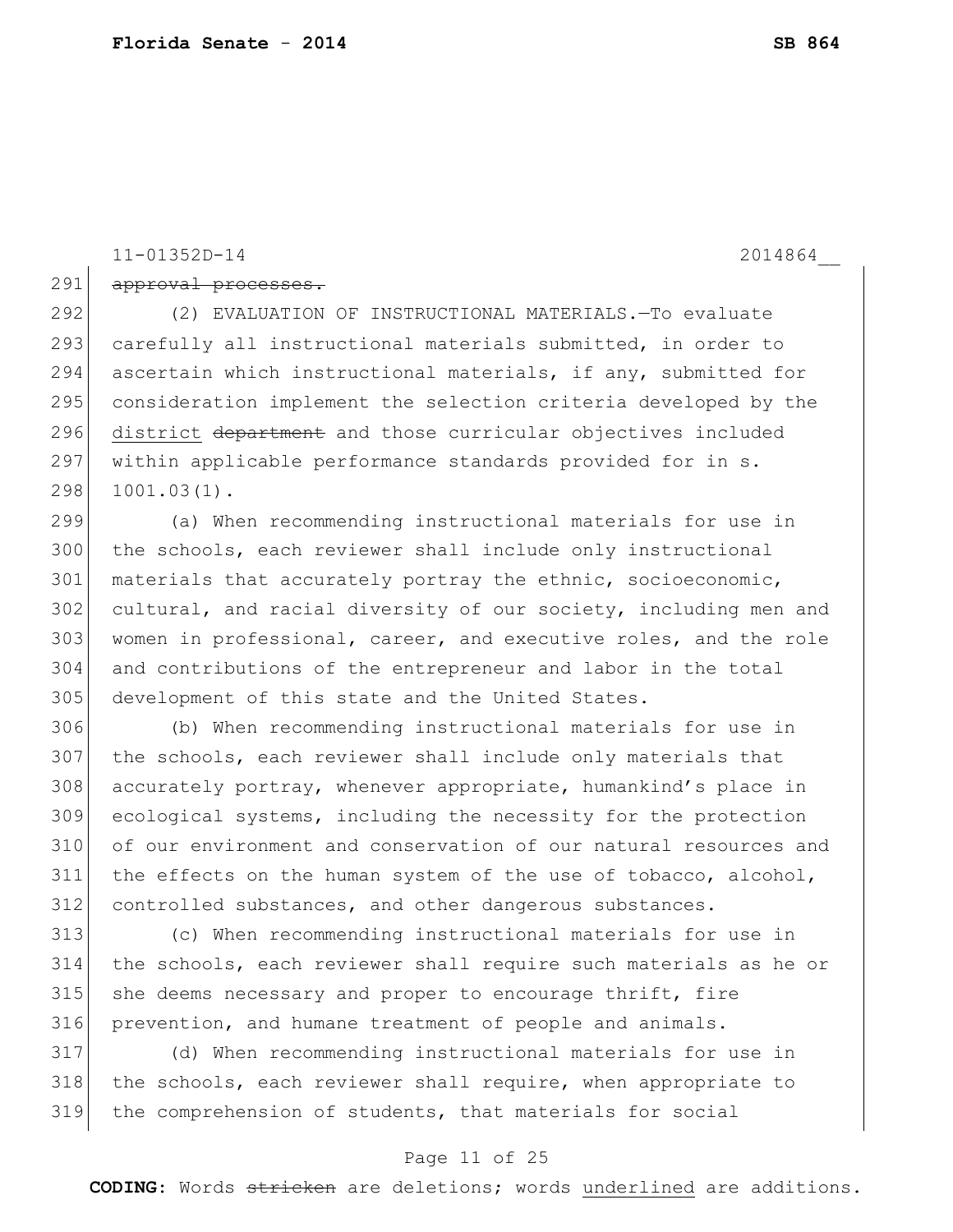11-01352D-14 2014864__

291 ~~approval processes.~~

292 (2) EVALUATION OF INSTRUCTIONAL MATERIALS.—To evaluate
293 carefully all instructional materials submitted, in order to
294 ascertain which instructional materials, if any, submitted for
295 consideration implement the selection criteria developed by the
296 <u>district</u> ~~department~~ and those curricular objectives included
297 within applicable performance standards provided for in s.
298 1001.03(1).

299 (a) When recommending instructional materials for use in
300 the schools, each reviewer shall include only instructional
301 materials that accurately portray the ethnic, socioeconomic,
302 cultural, and racial diversity of our society, including men and
303 women in professional, career, and executive roles, and the role
304 and contributions of the entrepreneur and labor in the total
305 development of this state and the United States.

306 (b) When recommending instructional materials for use in
307 the schools, each reviewer shall include only materials that
308 accurately portray, whenever appropriate, humankind's place in
309 ecological systems, including the necessity for the protection
310 of our environment and conservation of our natural resources and
311 the effects on the human system of the use of tobacco, alcohol,
312 controlled substances, and other dangerous substances.

313 (c) When recommending instructional materials for use in
314 the schools, each reviewer shall require such materials as he or
315 she deems necessary and proper to encourage thrift, fire
316 prevention, and humane treatment of people and animals.

317 (d) When recommending instructional materials for use in
318 the schools, each reviewer shall require, when appropriate to
319 the comprehension of students, that materials for social

**CODING:** Words ~~stricken~~ are deletions; words <u>underlined</u> are additions.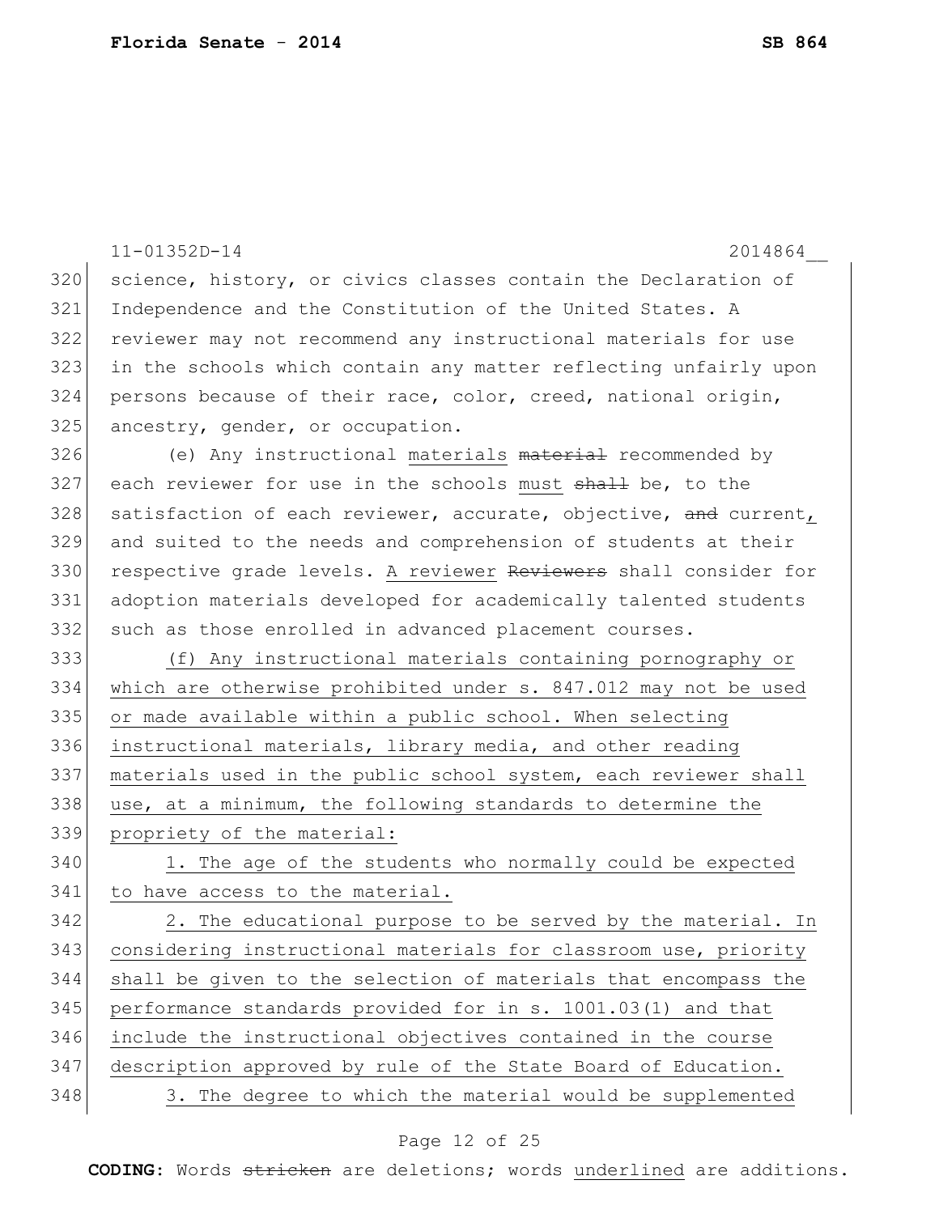science, history, or civics classes contain the Declaration of Independence and the Constitution of the United States. A reviewer may not recommend any instructional materials for use in the schools which contain any matter reflecting unfairly upon persons because of their race, color, creed, national origin, ancestry, gender, or occupation.

(e) Any instructional materials ~~material~~ recommended by each reviewer for use in the schools must ~~shall~~ be, to the satisfaction of each reviewer, accurate, objective, ~~and~~ current, and suited to the needs and comprehension of students at their respective grade levels. A reviewer ~~Reviewers~~ shall consider for adoption materials developed for academically talented students such as those enrolled in advanced placement courses.

<u>(f) Any instructional materials containing pornography or which are otherwise prohibited under s. 847.012 may not be used or made available within a public school. When selecting instructional materials, library media, and other reading materials used in the public school system, each reviewer shall use, at a minimum, the following standards to determine the propriety of the material:</u>

<u>1. The age of the students who normally could be expected to have access to the material.</u>

<u>2. The educational purpose to be served by the material. In considering instructional materials for classroom use, priority shall be given to the selection of materials that encompass the performance standards provided for in s. 1001.03(1) and that include the instructional objectives contained in the course description approved by rule of the State Board of Education.</u>

<u>3. The degree to which the material would be supplemented</u>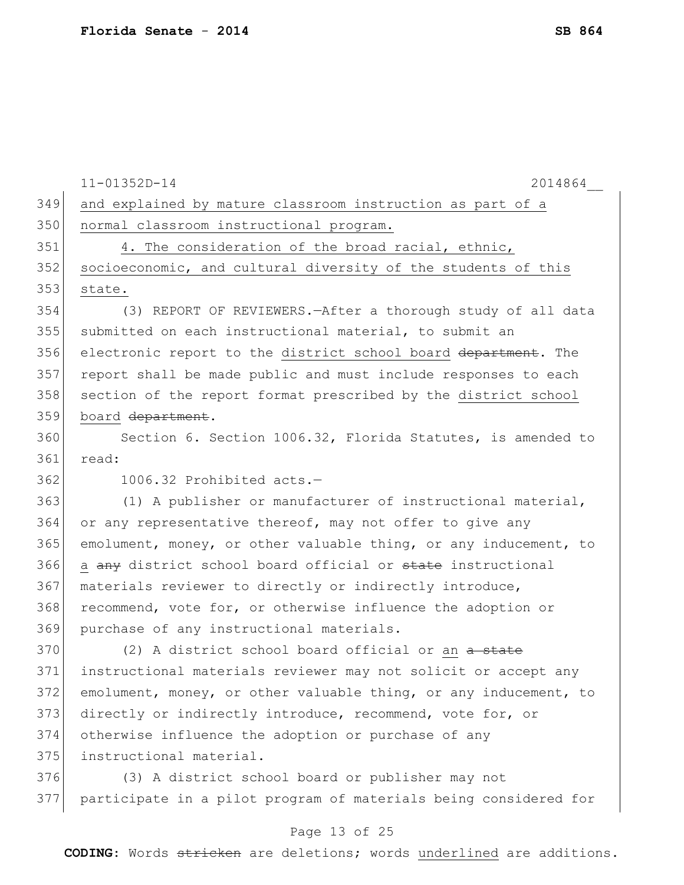and explained by mature classroom instruction as part of a normal classroom instructional program.

4. The consideration of the broad racial, ethnic, socioeconomic, and cultural diversity of the students of this state.

(3) REPORT OF REVIEWERS.—After a thorough study of all data submitted on each instructional material, to submit an electronic report to the district school board ~~department~~. The report shall be made public and must include responses to each section of the report format prescribed by the district school board ~~department~~.

Section 6. Section 1006.32, Florida Statutes, is amended to read:

1006.32 Prohibited acts.—

(1) A publisher or manufacturer of instructional material, or any representative thereof, may not offer to give any emolument, money, or other valuable thing, or any inducement, to a ~~any~~ district school board official or ~~state~~ instructional materials reviewer to directly or indirectly introduce, recommend, vote for, or otherwise influence the adoption or purchase of any instructional materials.

(2) A district school board official or an ~~a state~~ instructional materials reviewer may not solicit or accept any emolument, money, or other valuable thing, or any inducement, to directly or indirectly introduce, recommend, vote for, or otherwise influence the adoption or purchase of any instructional material.

(3) A district school board or publisher may not participate in a pilot program of materials being considered for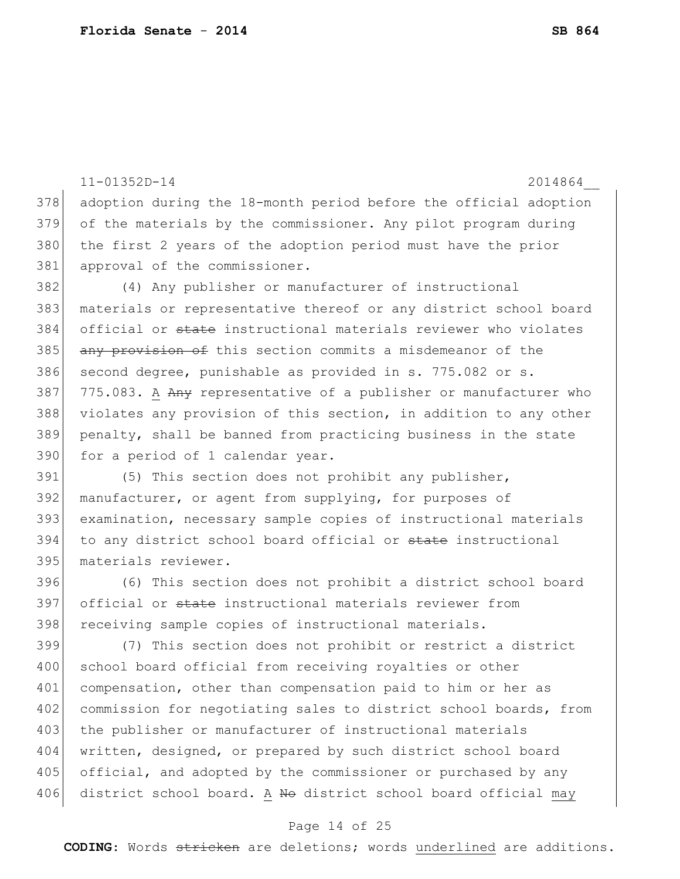11-01352D-14 2014864__

378 adoption during the 18-month period before the official adoption
379 of the materials by the commissioner. Any pilot program during
380 the first 2 years of the adoption period must have the prior
381 approval of the commissioner.

382 (4) Any publisher or manufacturer of instructional
383 materials or representative thereof or any district school board
384 official or ~~state~~ instructional materials reviewer who violates
385 ~~any provision of~~ this section commits a misdemeanor of the
386 second degree, punishable as provided in s. 775.082 or s.
387 775.083. <u>A</u> ~~Any~~ representative of a publisher or manufacturer who
388 violates any provision of this section, in addition to any other
389 penalty, shall be banned from practicing business in the state
390 for a period of 1 calendar year.

391 (5) This section does not prohibit any publisher,
392 manufacturer, or agent from supplying, for purposes of
393 examination, necessary sample copies of instructional materials
394 to any district school board official or ~~state~~ instructional
395 materials reviewer.

396 (6) This section does not prohibit a district school board
397 official or ~~state~~ instructional materials reviewer from
398 receiving sample copies of instructional materials.

399 (7) This section does not prohibit or restrict a district
400 school board official from receiving royalties or other
401 compensation, other than compensation paid to him or her as
402 commission for negotiating sales to district school boards, from
403 the publisher or manufacturer of instructional materials
404 written, designed, or prepared by such district school board
405 official, and adopted by the commissioner or purchased by any
406 district school board. <u>A</u> ~~No~~ district school board official <u>may</u>

**CODING:** Words ~~stricken~~ are deletions; words <u>underlined</u> are additions.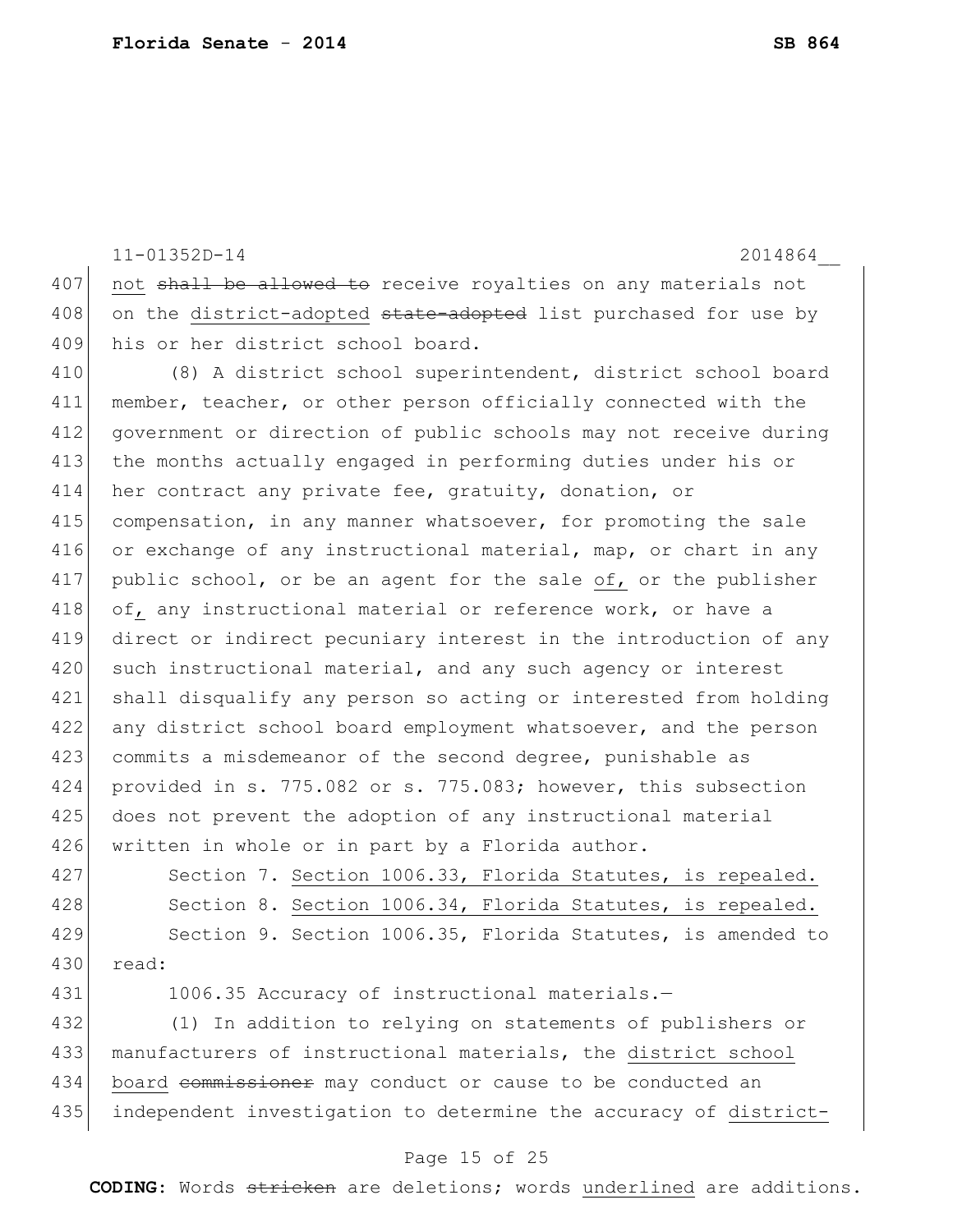11-01352D-14 2014864__

not ~~shall be allowed to~~ receive royalties on any materials not on the district-adopted ~~state-adopted~~ list purchased for use by his or her district school board.

(8) A district school superintendent, district school board member, teacher, or other person officially connected with the government or direction of public schools may not receive during the months actually engaged in performing duties under his or her contract any private fee, gratuity, donation, or compensation, in any manner whatsoever, for promoting the sale or exchange of any instructional material, map, or chart in any public school, or be an agent for the sale of, or the publisher of, any instructional material or reference work, or have a direct or indirect pecuniary interest in the introduction of any such instructional material, and any such agency or interest shall disqualify any person so acting or interested from holding any district school board employment whatsoever, and the person commits a misdemeanor of the second degree, punishable as provided in s. 775.082 or s. 775.083; however, this subsection does not prevent the adoption of any instructional material written in whole or in part by a Florida author.

Section 7. Section 1006.33, Florida Statutes, is repealed.

Section 8. Section 1006.34, Florida Statutes, is repealed.

Section 9. Section 1006.35, Florida Statutes, is amended to read:

1006.35 Accuracy of instructional materials.—

(1) In addition to relying on statements of publishers or manufacturers of instructional materials, the district school board ~~commissioner~~ may conduct or cause to be conducted an independent investigation to determine the accuracy of district-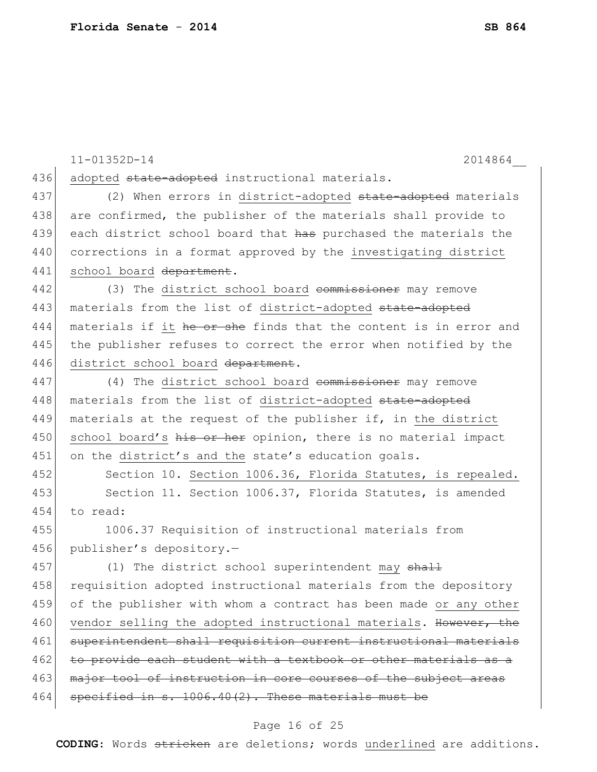11-01352D-14 2014864__

436 adopted ~~state-adopted~~ instructional materials.

437 (2) When errors in district-adopted ~~state-adopted~~ materials
438 are confirmed, the publisher of the materials shall provide to
439 each district school board that ~~has~~ purchased the materials the
440 corrections in a format approved by the investigating district
441 school board ~~department~~.

442 (3) The district school board ~~commissioner~~ may remove
443 materials from the list of district-adopted ~~state-adopted~~
444 materials if it ~~he or she~~ finds that the content is in error and
445 the publisher refuses to correct the error when notified by the
446 district school board ~~department~~.

447 (4) The district school board ~~commissioner~~ may remove
448 materials from the list of district-adopted ~~state-adopted~~
449 materials at the request of the publisher if, in the district
450 school board's ~~his or her~~ opinion, there is no material impact
451 on the district's and the state's education goals.

452 Section 10. Section 1006.36, Florida Statutes, is repealed.

453 Section 11. Section 1006.37, Florida Statutes, is amended
454 to read:

455 1006.37 Requisition of instructional materials from
456 publisher's depository.—

457 (1) The district school superintendent may ~~shall~~
458 requisition adopted instructional materials from the depository
459 of the publisher with whom a contract has been made or any other
460 vendor selling the adopted instructional materials. ~~However, the~~
461 ~~superintendent shall requisition current instructional materials~~
462 ~~to provide each student with a textbook or other materials as a~~
463 ~~major tool of instruction in core courses of the subject areas~~
464 ~~specified in s. 1006.40(2). These materials must be~~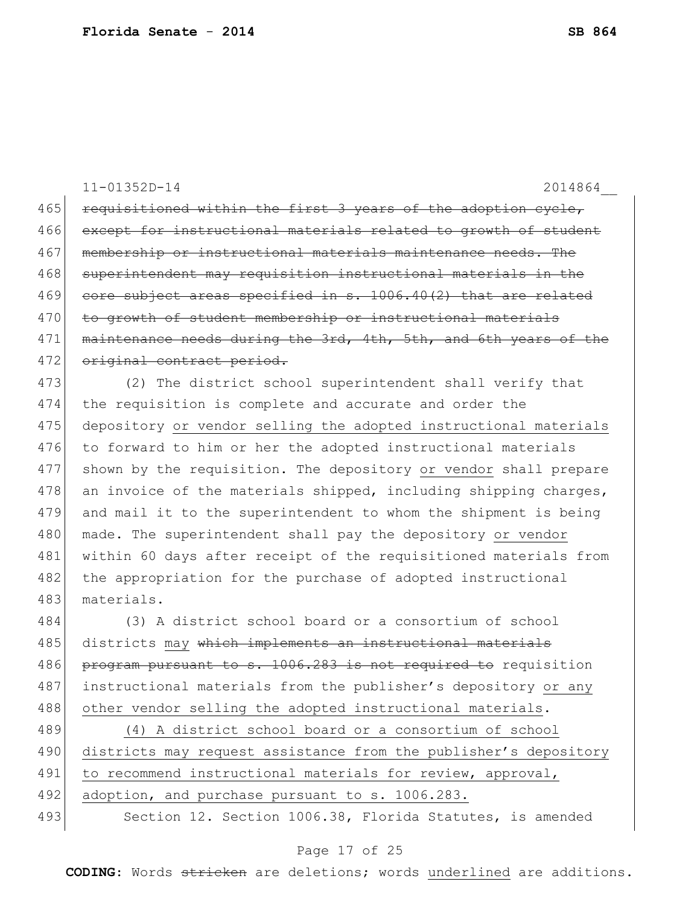~~requisitioned within the first 3 years of the adoption cycle, except for instructional materials related to growth of student membership or instructional materials maintenance needs. The superintendent may requisition instructional materials in the core subject areas specified in s. 1006.40(2) that are related to growth of student membership or instructional materials maintenance needs during the 3rd, 4th, 5th, and 6th years of the original contract period.~~

(2) The district school superintendent shall verify that the requisition is complete and accurate and order the depository <u>or vendor selling the adopted instructional materials</u> to forward to him or her the adopted instructional materials shown by the requisition. The depository <u>or vendor</u> shall prepare an invoice of the materials shipped, including shipping charges, and mail it to the superintendent to whom the shipment is being made. The superintendent shall pay the depository <u>or vendor</u> within 60 days after receipt of the requisitioned materials from the appropriation for the purchase of adopted instructional materials.

(3) A district school board or a consortium of school districts <u>may</u> ~~which implements an instructional materials program pursuant to s. 1006.283 is not required to~~ requisition instructional materials from the publisher's depository <u>or any other vendor selling the adopted instructional materials</u>.

<u>(4) A district school board or a consortium of school districts may request assistance from the publisher's depository to recommend instructional materials for review, approval, adoption, and purchase pursuant to s. 1006.283.</u>

Section 12. Section 1006.38, Florida Statutes, is amended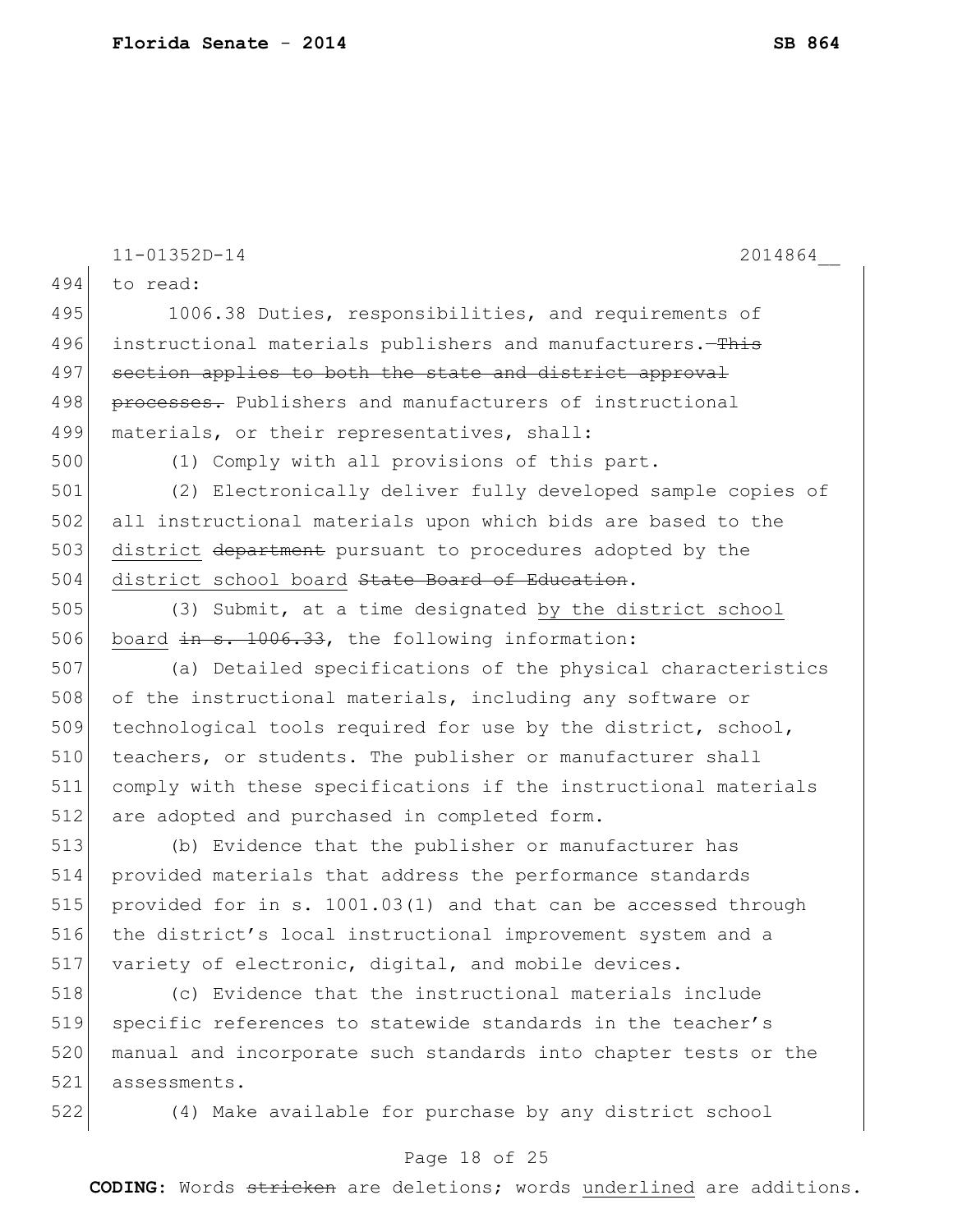to read:

1006.38 Duties, responsibilities, and requirements of instructional materials publishers and manufacturers.—~~This section applies to both the state and district approval processes.~~ Publishers and manufacturers of instructional materials, or their representatives, shall:

(1) Comply with all provisions of this part.

(2) Electronically deliver fully developed sample copies of all instructional materials upon which bids are based to the <u>district</u> ~~department~~ pursuant to procedures adopted by the <u>district school board</u> ~~State Board of Education~~.

(3) Submit, at a time designated <u>by the district school board</u> ~~in s. 1006.33~~, the following information:

(a) Detailed specifications of the physical characteristics of the instructional materials, including any software or technological tools required for use by the district, school, teachers, or students. The publisher or manufacturer shall comply with these specifications if the instructional materials are adopted and purchased in completed form.

(b) Evidence that the publisher or manufacturer has provided materials that address the performance standards provided for in s. 1001.03(1) and that can be accessed through the district's local instructional improvement system and a variety of electronic, digital, and mobile devices.

(c) Evidence that the instructional materials include specific references to statewide standards in the teacher's manual and incorporate such standards into chapter tests or the assessments.

(4) Make available for purchase by any district school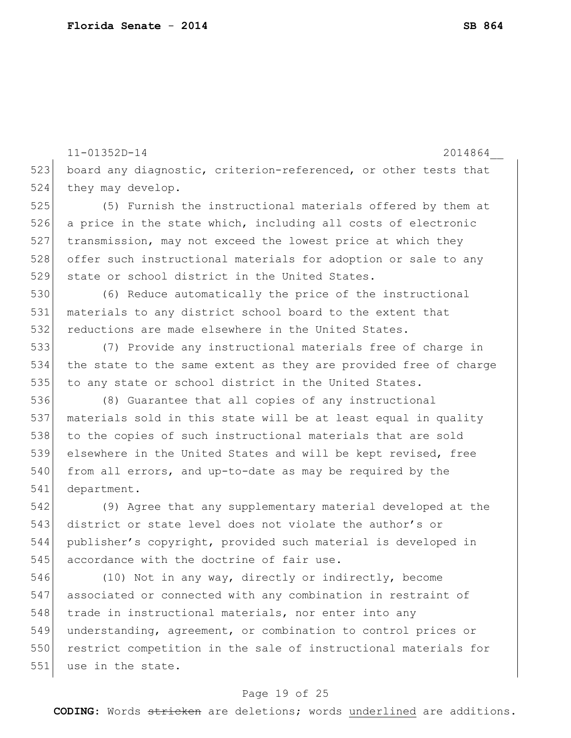board any diagnostic, criterion-referenced, or other tests that they may develop.

(5) Furnish the instructional materials offered by them at a price in the state which, including all costs of electronic transmission, may not exceed the lowest price at which they offer such instructional materials for adoption or sale to any state or school district in the United States.

(6) Reduce automatically the price of the instructional materials to any district school board to the extent that reductions are made elsewhere in the United States.

(7) Provide any instructional materials free of charge in the state to the same extent as they are provided free of charge to any state or school district in the United States.

(8) Guarantee that all copies of any instructional materials sold in this state will be at least equal in quality to the copies of such instructional materials that are sold elsewhere in the United States and will be kept revised, free from all errors, and up-to-date as may be required by the department.

(9) Agree that any supplementary material developed at the district or state level does not violate the author's or publisher's copyright, provided such material is developed in accordance with the doctrine of fair use.

(10) Not in any way, directly or indirectly, become associated or connected with any combination in restraint of trade in instructional materials, nor enter into any understanding, agreement, or combination to control prices or restrict competition in the sale of instructional materials for use in the state.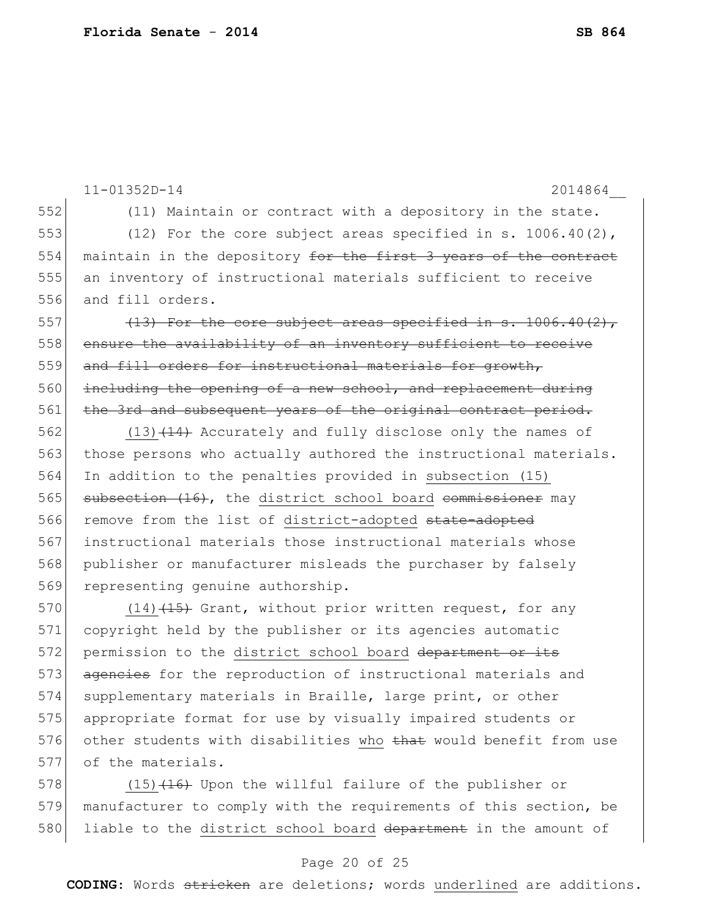(11) Maintain or contract with a depository in the state.

(12) For the core subject areas specified in s. 1006.40(2), maintain in the depository ~~for the first 3 years of the contract~~ an inventory of instructional materials sufficient to receive and fill orders.

~~(13) For the core subject areas specified in s. 1006.40(2), ensure the availability of an inventory sufficient to receive and fill orders for instructional materials for growth, including the opening of a new school, and replacement during the 3rd and subsequent years of the original contract period.~~

<u>(13)</u>~~(14)~~ Accurately and fully disclose only the names of those persons who actually authored the instructional materials. In addition to the penalties provided in <u>subsection (15)</u> ~~subsection (16)~~, the <u>district school board</u> ~~commissioner~~ may remove from the list of <u>district-adopted</u> ~~state-adopted~~ instructional materials those instructional materials whose publisher or manufacturer misleads the purchaser by falsely representing genuine authorship.

<u>(14)</u>~~(15)~~ Grant, without prior written request, for any copyright held by the publisher or its agencies automatic permission to the <u>district school board</u> ~~department or its agencies~~ for the reproduction of instructional materials and supplementary materials in Braille, large print, or other appropriate format for use by visually impaired students or other students with disabilities <u>who</u> ~~that~~ would benefit from use of the materials.

<u>(15)</u>~~(16)~~ Upon the willful failure of the publisher or manufacturer to comply with the requirements of this section, be liable to the <u>district school board</u> ~~department~~ in the amount of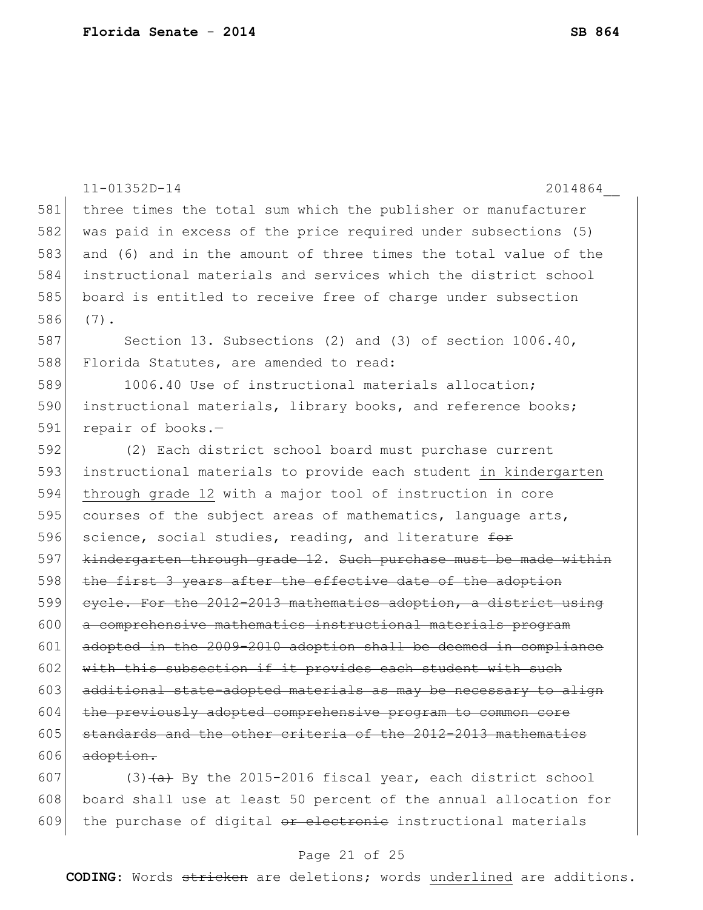three times the total sum which the publisher or manufacturer was paid in excess of the price required under subsections (5) and (6) and in the amount of three times the total value of the instructional materials and services which the district school board is entitled to receive free of charge under subsection (7).

Section 13. Subsections (2) and (3) of section 1006.40, Florida Statutes, are amended to read:

1006.40 Use of instructional materials allocation; instructional materials, library books, and reference books; repair of books.—

(2) Each district school board must purchase current instructional materials to provide each student <u>in kindergarten through grade 12</u> with a major tool of instruction in core courses of the subject areas of mathematics, language arts, science, social studies, reading, and literature ~~for kindergarten through grade 12~~. ~~Such purchase must be made within the first 3 years after the effective date of the adoption cycle. For the 2012-2013 mathematics adoption, a district using a comprehensive mathematics instructional materials program adopted in the 2009-2010 adoption shall be deemed in compliance with this subsection if it provides each student with such additional state-adopted materials as may be necessary to align the previously adopted comprehensive program to common core standards and the other criteria of the 2012-2013 mathematics adoption.~~

(3)~~(a)~~ By the 2015-2016 fiscal year, each district school board shall use at least 50 percent of the annual allocation for the purchase of digital ~~or electronic~~ instructional materials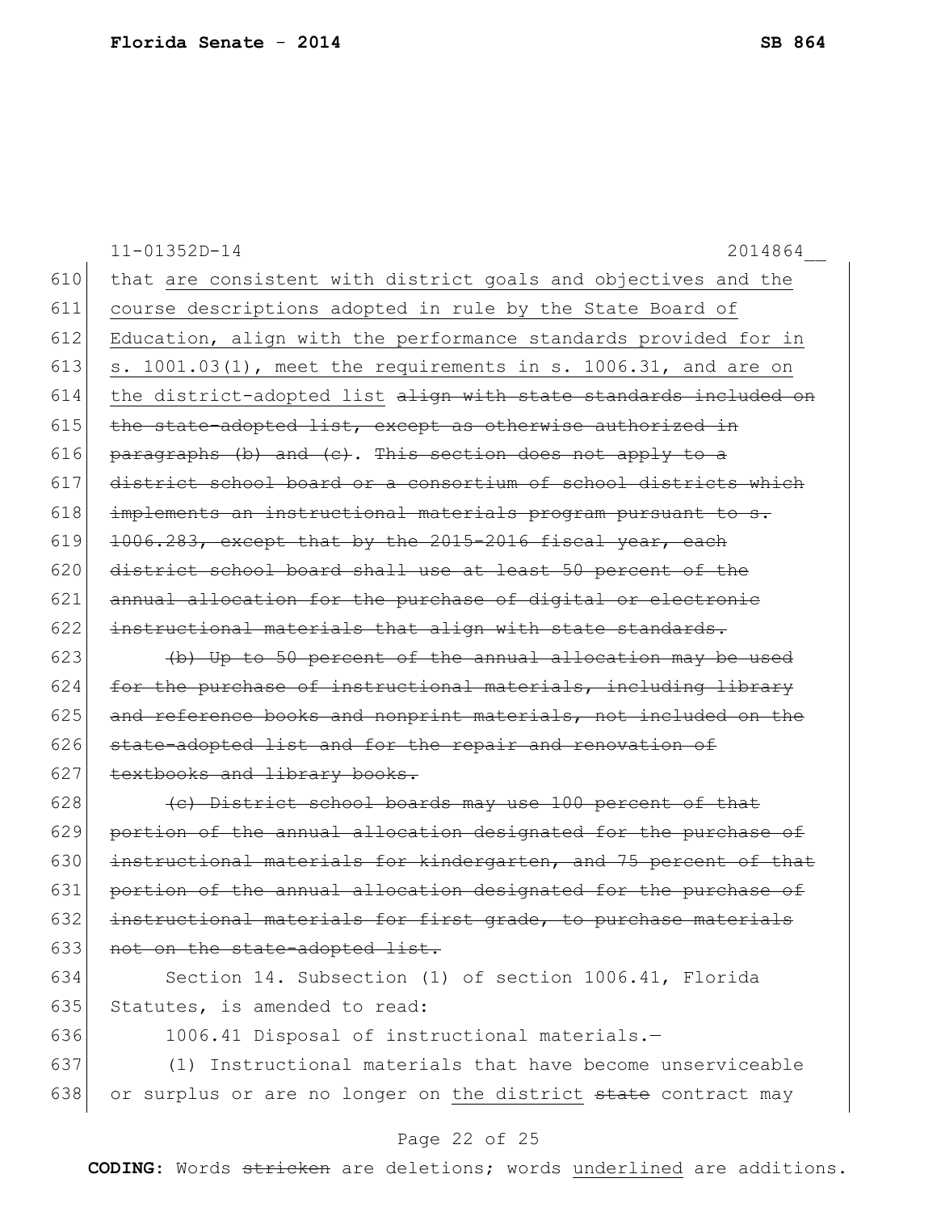that <u>are consistent with district goals and objectives and the course descriptions adopted in rule by the State Board of Education, align with the performance standards provided for in s. 1001.03(1), meet the requirements in s. 1006.31, and are on the district-adopted list</u> ~~align with state standards included on the state-adopted list, except as otherwise authorized in paragraphs (b) and (c)~~. ~~This section does not apply to a district school board or a consortium of school districts which implements an instructional materials program pursuant to s. 1006.283, except that by the 2015-2016 fiscal year, each district school board shall use at least 50 percent of the annual allocation for the purchase of digital or electronic instructional materials that align with state standards.~~

~~(b) Up to 50 percent of the annual allocation may be used for the purchase of instructional materials, including library and reference books and nonprint materials, not included on the state-adopted list and for the repair and renovation of textbooks and library books.~~

~~(c) District school boards may use 100 percent of that portion of the annual allocation designated for the purchase of instructional materials for kindergarten, and 75 percent of that portion of the annual allocation designated for the purchase of instructional materials for first grade, to purchase materials not on the state-adopted list.~~

Section 14. Subsection (1) of section 1006.41, Florida Statutes, is amended to read:

1006.41 Disposal of instructional materials.—

(1) Instructional materials that have become unserviceable or surplus or are no longer on <u>the district</u> ~~state~~ contract may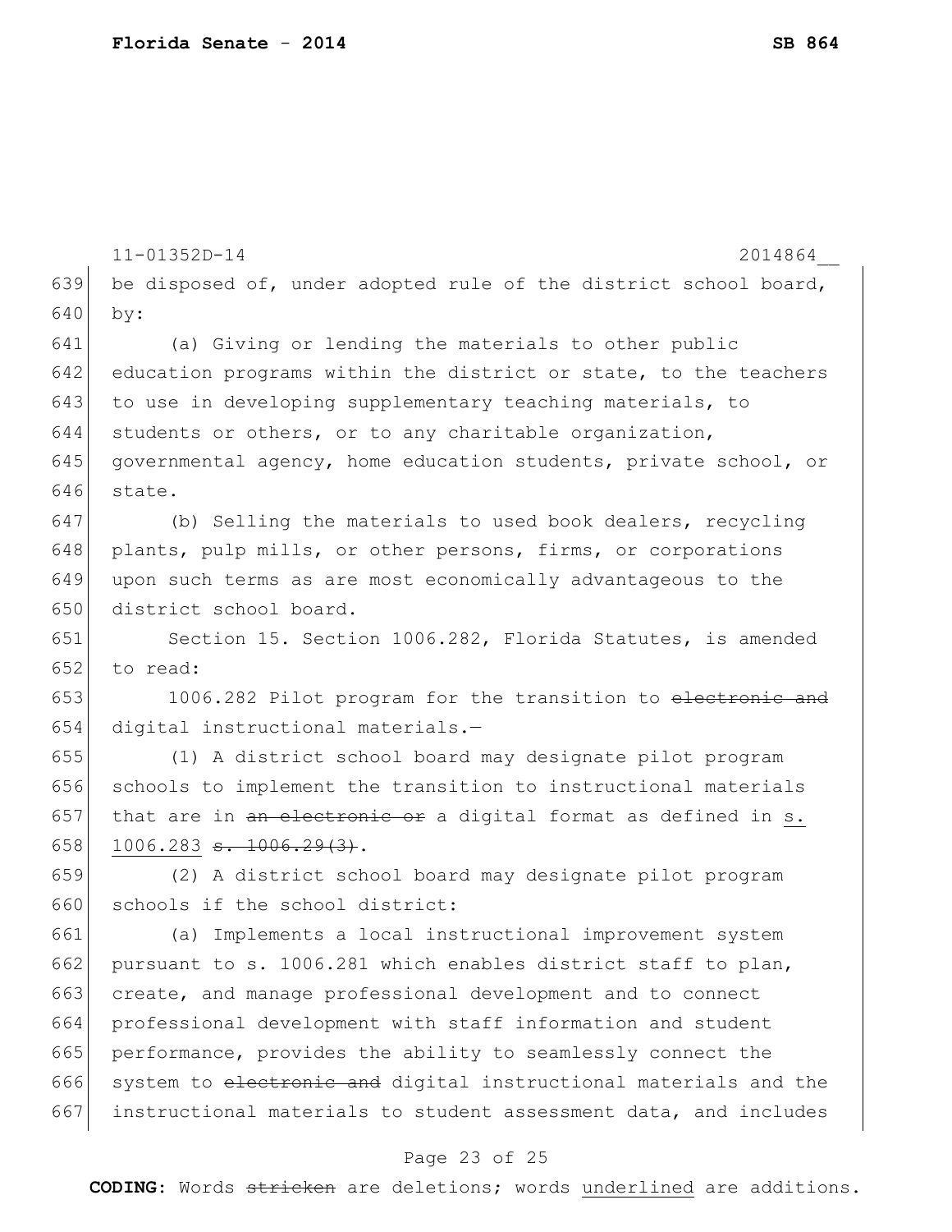be disposed of, under adopted rule of the district school board, by:

(a) Giving or lending the materials to other public education programs within the district or state, to the teachers to use in developing supplementary teaching materials, to students or others, or to any charitable organization, governmental agency, home education students, private school, or state.

(b) Selling the materials to used book dealers, recycling plants, pulp mills, or other persons, firms, or corporations upon such terms as are most economically advantageous to the district school board.

Section 15. Section 1006.282, Florida Statutes, is amended to read:

1006.282 Pilot program for the transition to ~~electronic and~~ digital instructional materials.—

(1) A district school board may designate pilot program schools to implement the transition to instructional materials that are in ~~an electronic or~~ a digital format as defined in s. 1006.283 ~~s. 1006.29(3)~~.

(2) A district school board may designate pilot program schools if the school district:

(a) Implements a local instructional improvement system pursuant to s. 1006.281 which enables district staff to plan, create, and manage professional development and to connect professional development with staff information and student performance, provides the ability to seamlessly connect the system to ~~electronic and~~ digital instructional materials and the instructional materials to student assessment data, and includes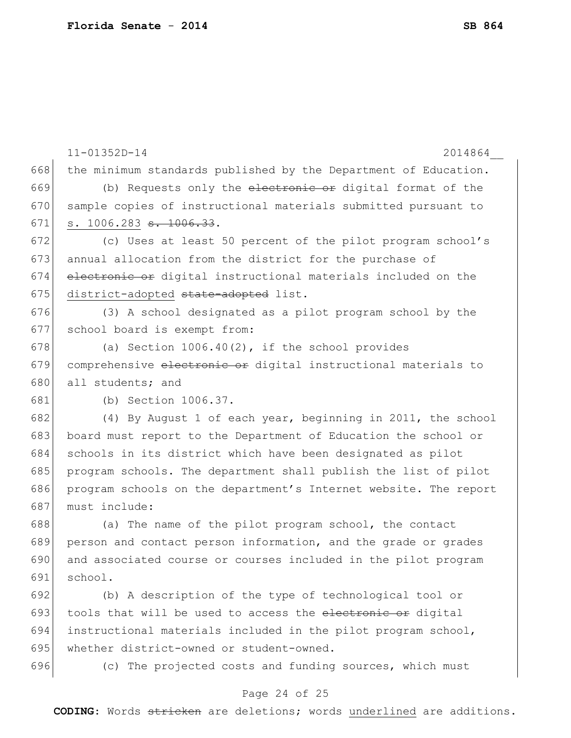the minimum standards published by the Department of Education.

(b) Requests only the ~~electronic or~~ digital format of the sample copies of instructional materials submitted pursuant to <u>s. 1006.283</u> ~~s. 1006.33~~.

(c) Uses at least 50 percent of the pilot program school's annual allocation from the district for the purchase of ~~electronic or~~ digital instructional materials included on the <u>district-adopted</u> ~~state-adopted~~ list.

(3) A school designated as a pilot program school by the school board is exempt from:

(a) Section 1006.40(2), if the school provides comprehensive ~~electronic or~~ digital instructional materials to all students; and

(b) Section 1006.37.

(4) By August 1 of each year, beginning in 2011, the school board must report to the Department of Education the school or schools in its district which have been designated as pilot program schools. The department shall publish the list of pilot program schools on the department's Internet website. The report must include:

(a) The name of the pilot program school, the contact person and contact person information, and the grade or grades and associated course or courses included in the pilot program school.

(b) A description of the type of technological tool or tools that will be used to access the ~~electronic or~~ digital instructional materials included in the pilot program school, whether district-owned or student-owned.

(c) The projected costs and funding sources, which must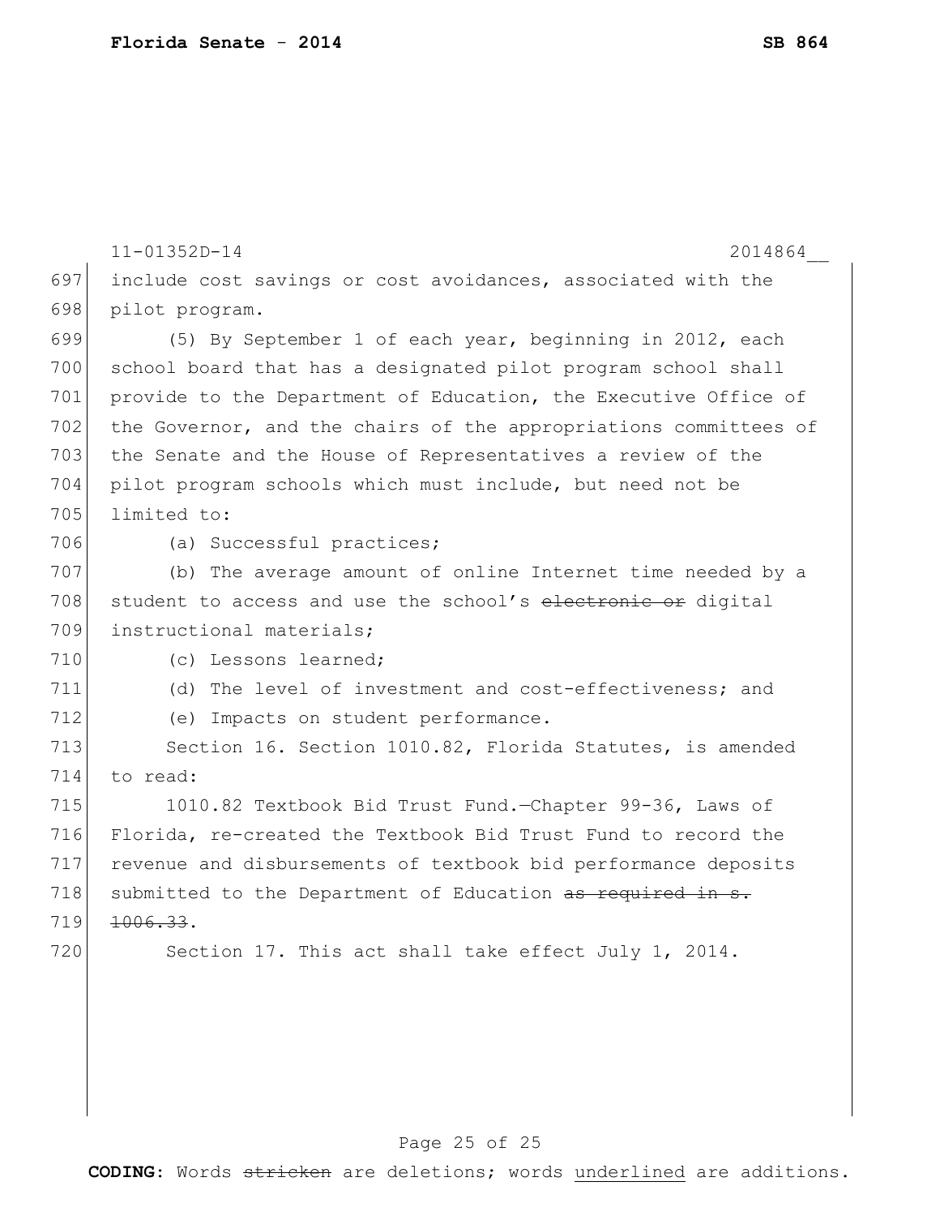include cost savings or cost avoidances, associated with the pilot program.

(5) By September 1 of each year, beginning in 2012, each school board that has a designated pilot program school shall provide to the Department of Education, the Executive Office of the Governor, and the chairs of the appropriations committees of the Senate and the House of Representatives a review of the pilot program schools which must include, but need not be limited to:

(a) Successful practices;

(b) The average amount of online Internet time needed by a student to access and use the school's ~~electronic or~~ digital instructional materials;

(c) Lessons learned;

(d) The level of investment and cost-effectiveness; and

(e) Impacts on student performance.

Section 16. Section 1010.82, Florida Statutes, is amended to read:

1010.82 Textbook Bid Trust Fund.—Chapter 99-36, Laws of Florida, re-created the Textbook Bid Trust Fund to record the revenue and disbursements of textbook bid performance deposits submitted to the Department of Education ~~as required in s. 1006.33~~.

Section 17. This act shall take effect July 1, 2014.

**CODING:** Words ~~stricken~~ are deletions; words <u>underlined</u> are additions.